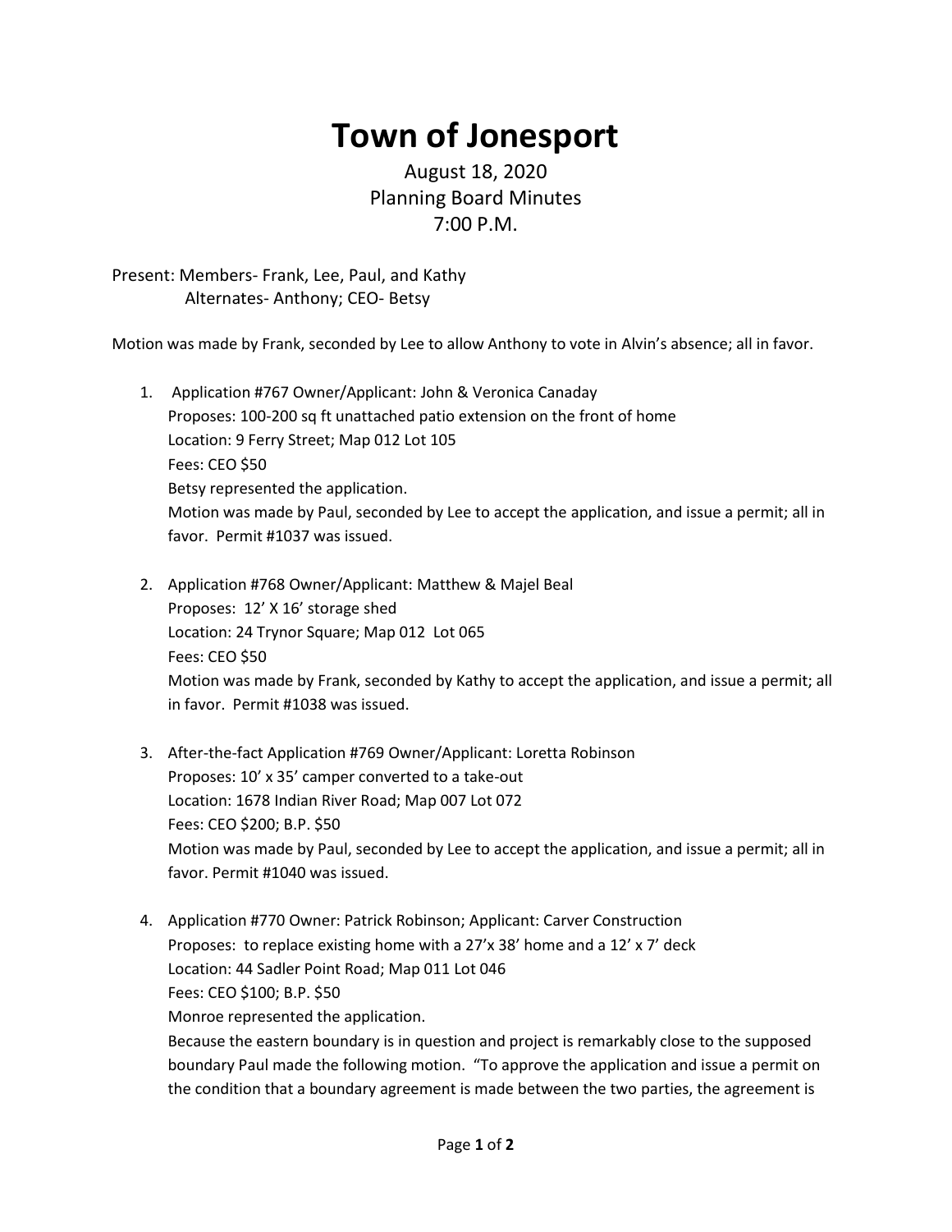# Town of Jonesport

August 18, 2020
Planning Board Minutes
7:00 P.M.

Present: Members- Frank, Lee, Paul, and Kathy
Alternates- Anthony; CEO- Betsy

Motion was made by Frank, seconded by Lee to allow Anthony to vote in Alvin's absence; all in favor.

1. Application #767 Owner/Applicant: John & Veronica Canaday
   Proposes: 100-200 sq ft unattached patio extension on the front of home
   Location: 9 Ferry Street; Map 012 Lot 105
   Fees: CEO $50
   Betsy represented the application.
   Motion was made by Paul, seconded by Lee to accept the application, and issue a permit; all in favor. Permit #1037 was issued.

2. Application #768 Owner/Applicant: Matthew & Majel Beal
   Proposes: 12' X 16' storage shed
   Location: 24 Trynor Square; Map 012 Lot 065
   Fees: CEO $50
   Motion was made by Frank, seconded by Kathy to accept the application, and issue a permit; all in favor. Permit #1038 was issued.

3. After-the-fact Application #769 Owner/Applicant: Loretta Robinson
   Proposes: 10' x 35' camper converted to a take-out
   Location: 1678 Indian River Road; Map 007 Lot 072
   Fees: CEO $200; B.P. $50
   Motion was made by Paul, seconded by Lee to accept the application, and issue a permit; all in favor. Permit #1040 was issued.

4. Application #770 Owner: Patrick Robinson; Applicant: Carver Construction
   Proposes: to replace existing home with a 27'x 38' home and a 12' x 7' deck
   Location: 44 Sadler Point Road; Map 011 Lot 046
   Fees: CEO $100; B.P. $50
   Monroe represented the application.
   Because the eastern boundary is in question and project is remarkably close to the supposed boundary Paul made the following motion. "To approve the application and issue a permit on the condition that a boundary agreement is made between the two parties, the agreement is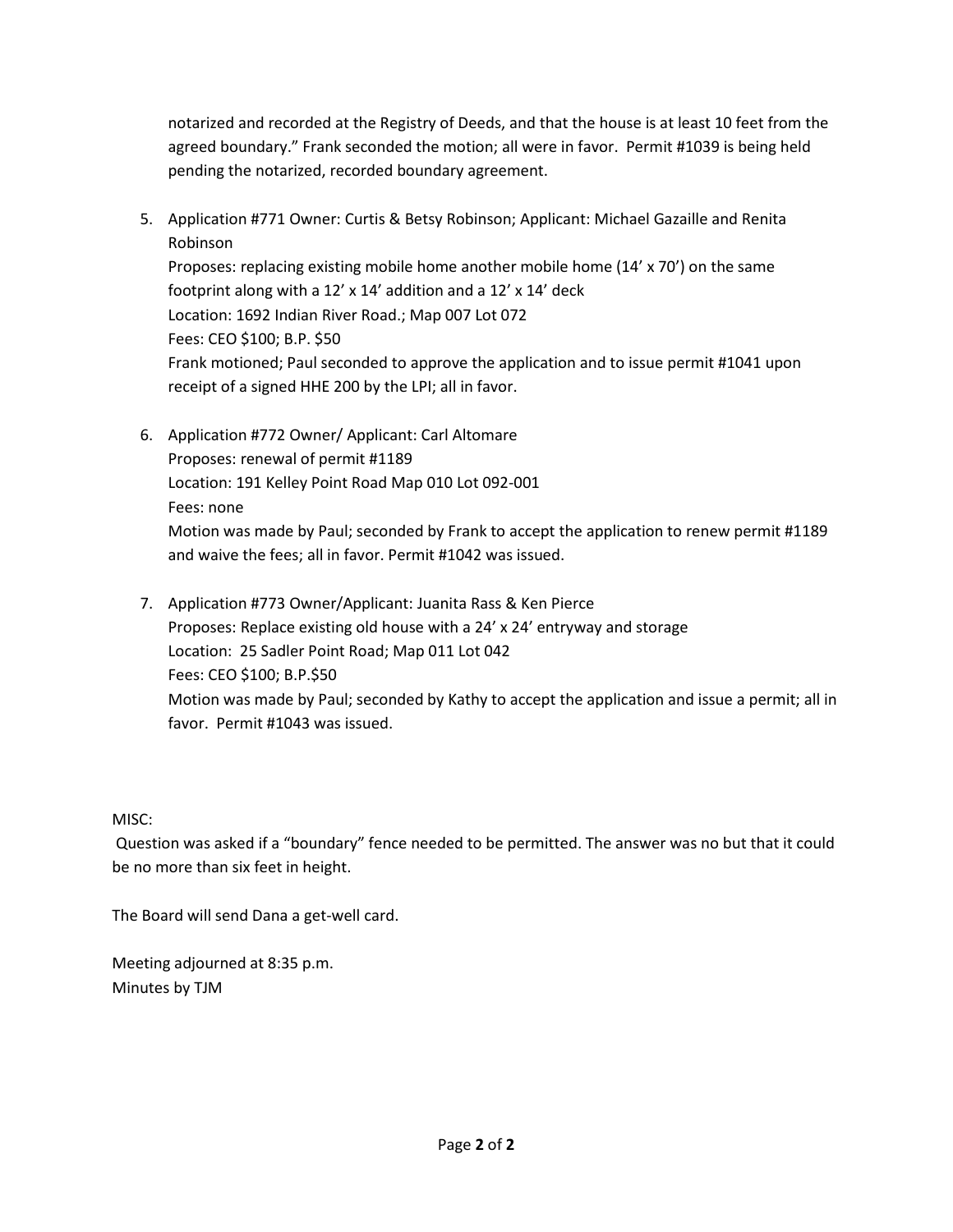notarized and recorded at the Registry of Deeds, and that the house is at least 10 feet from the agreed boundary." Frank seconded the motion; all were in favor. Permit #1039 is being held pending the notarized, recorded boundary agreement.

5. Application #771 Owner: Curtis & Betsy Robinson; Applicant: Michael Gazaille and Renita Robinson
   Proposes: replacing existing mobile home another mobile home (14' x 70') on the same footprint along with a 12' x 14' addition and a 12' x 14' deck
   Location: 1692 Indian River Road.; Map 007 Lot 072
   Fees: CEO $100; B.P. $50
   Frank motioned; Paul seconded to approve the application and to issue permit #1041 upon receipt of a signed HHE 200 by the LPI; all in favor.

6. Application #772 Owner/ Applicant: Carl Altomare
   Proposes: renewal of permit #1189
   Location: 191 Kelley Point Road Map 010 Lot 092-001
   Fees: none
   Motion was made by Paul; seconded by Frank to accept the application to renew permit #1189 and waive the fees; all in favor. Permit #1042 was issued.

7. Application #773 Owner/Applicant: Juanita Rass & Ken Pierce
   Proposes: Replace existing old house with a 24' x 24' entryway and storage
   Location: 25 Sadler Point Road; Map 011 Lot 042
   Fees: CEO $100; B.P.$50
   Motion was made by Paul; seconded by Kathy to accept the application and issue a permit; all in favor. Permit #1043 was issued.

MISC:

Question was asked if a "boundary" fence needed to be permitted. The answer was no but that it could be no more than six feet in height.

The Board will send Dana a get-well card.

Meeting adjourned at 8:35 p.m.
Minutes by TJM